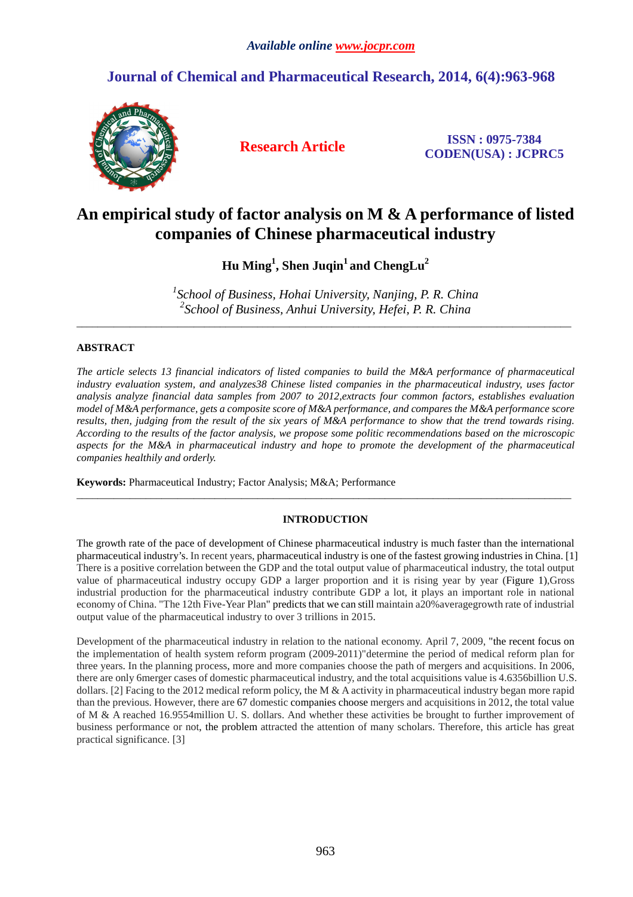*Available online www.jocpr.com*

## Journal of Chemical and Pharmaceutical Research, 2014, 6(4):963-968

**Research Article**

**ISSN : 0975-7384**
**CODEN(USA) : JCPRC5**

# An empirical study of factor analysis on M & A performance of listed companies of Chinese pharmaceutical industry

**Hu Ming[1], Shen Juqin[1] and ChengLu[2]**

*[1]School of Business, Hohai University, Nanjing, P. R. China*
*[2]School of Business, Anhui University, Hefei, P. R. China*

---

**ABSTRACT**

*The article selects 13 financial indicators of listed companies to build the M&A performance of pharmaceutical industry evaluation system, and analyzes38 Chinese listed companies in the pharmaceutical industry, uses factor analysis analyze financial data samples from 2007 to 2012,extracts four common factors, establishes evaluation model of M&A performance, gets a composite score of M&A performance, and compares the M&A performance score results, then, judging from the result of the six years of M&A performance to show that the trend towards rising. According to the results of the factor analysis, we propose some politic recommendations based on the microscopic aspects for the M&A in pharmaceutical industry and hope to promote the development of the pharmaceutical companies healthily and orderly.*

**Keywords:** Pharmaceutical Industry; Factor Analysis; M&A; Performance

---

## INTRODUCTION

The growth rate of the pace of development of Chinese pharmaceutical industry is much faster than the international pharmaceutical industry's. In recent years, pharmaceutical industry is one of the fastest growing industries in China. [1] There is a positive correlation between the GDP and the total output value of pharmaceutical industry, the total output value of pharmaceutical industry occupy GDP a larger proportion and it is rising year by year (Figure 1),Gross industrial production for the pharmaceutical industry contribute GDP a lot, it plays an important role in national economy of China. "The 12th Five-Year Plan" predicts that we can still maintain a20%averagegrowth rate of industrial output value of the pharmaceutical industry to over 3 trillions in 2015.

Development of the pharmaceutical industry in relation to the national economy. April 7, 2009, "the recent focus on the implementation of health system reform program (2009-2011)"determine the period of medical reform plan for three years. In the planning process, more and more companies choose the path of mergers and acquisitions. In 2006, there are only 6merger cases of domestic pharmaceutical industry, and the total acquisitions value is 4.6356billion U.S. dollars. [2] Facing to the 2012 medical reform policy, the M & A activity in pharmaceutical industry began more rapid than the previous. However, there are 67 domestic companies choose mergers and acquisitions in 2012, the total value of M & A reached 16.9554million U. S. dollars. And whether these activities be brought to further improvement of business performance or not, the problem attracted the attention of many scholars. Therefore, this article has great practical significance. [3]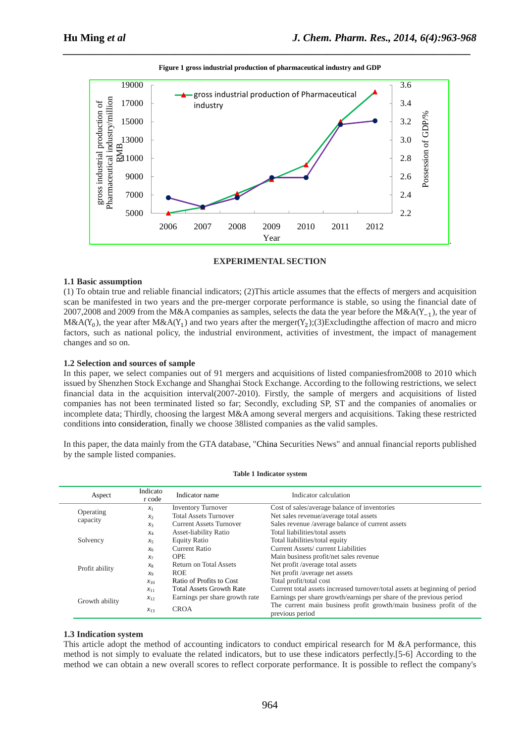**Figure 1 gross industrial production of pharmaceutical industry and GDP**

## EXPERIMENTAL SECTION

### 1.1 Basic assumption

(1) To obtain true and reliable financial indicators; (2)This article assumes that the effects of mergers and acquisition scan be manifested in two years and the pre-merger corporate performance is stable, so using the financial date of 2007,2008 and 2009 from the M&A companies as samples, selects the data the year before the M&A($Y_{-1}$), the year of M&A($Y_0$), the year after M&A($Y_1$) and two years after the merger($Y_2$);(3)Excludingthe affection of macro and micro factors, such as national policy, the industrial environment, activities of investment, the impact of management changes and so on.

### 1.2 Selection and sources of sample

In this paper, we select companies out of 91 mergers and acquisitions of listed companiesfrom2008 to 2010 which issued by Shenzhen Stock Exchange and Shanghai Stock Exchange. According to the following restrictions, we select financial data in the acquisition interval(2007-2010). Firstly, the sample of mergers and acquisitions of listed companies has not been terminated listed so far; Secondly, excluding SP, ST and the companies of anomalies or incomplete data; Thirdly, choosing the largest M&A among several mergers and acquisitions. Taking these restricted conditions into consideration, finally we choose 38listed companies as the valid samples.

In this paper, the data mainly from the GTA database, "China Securities News" and annual financial reports published by the sample listed companies.

**Table 1 Indicator system**

| Aspect | Indicator code | Indicator name | Indicator calculation |
|---|---|---|---|
| Operating capacity | $x_1$ | Inventory Turnover | Cost of sales/average balance of inventories |
| | $x_2$ | Total Assets Turnover | Net sales revenue/average total assets |
| | $x_3$ | Current Assets Turnover | Sales revenue /average balance of current assets |
| Solvency | $x_4$ | Asset-liability Ratio | Total liabilities/total assets |
| | $x_5$ | Equity Ratio | Total liabilities/total equity |
| | $x_6$ | Current Ratio | Current Assets/ current Liabilities |
| Profit ability | $x_7$ | OPE | Main business profit/net sales revenue |
| | $x_8$ | Return on Total Assets | Net profit /average total assets |
| | $x_9$ | ROE | Net profit /average net assets |
| | $x_{10}$ | Ratio of Profits to Cost | Total profit/total cost |
| Growth ability | $x_{11}$ | Total Assets Growth Rate | Current total assets increased turnover/total assets at beginning of period |
| | $x_{12}$ | Earnings per share growth rate | Earnings per share growth/earnings per share of the previous period |
| | $x_{13}$ | CROA | The current main business profit growth/main business profit of the previous period |

### 1.3 Indication system

This article adopt the method of accounting indicators to conduct empirical research for M &A performance, this method is not simply to evaluate the related indicators, but to use these indicators perfectly.[5-6] According to the method we can obtain a new overall scores to reflect corporate performance. It is possible to reflect the company's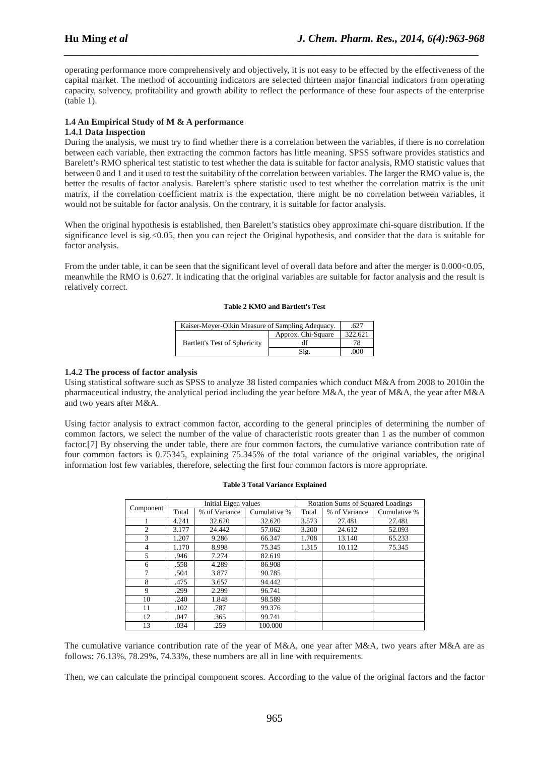operating performance more comprehensively and objectively, it is not easy to be effected by the effectiveness of the capital market. The method of accounting indicators are selected thirteen major financial indicators from operating capacity, solvency, profitability and growth ability to reflect the performance of these four aspects of the enterprise (table 1).

### 1.4 An Empirical Study of M & A performance

#### 1.4.1 Data Inspection

During the analysis, we must try to find whether there is a correlation between the variables, if there is no correlation between each variable, then extracting the common factors has little meaning. SPSS software provides statistics and Barelett's RMO spherical test statistic to test whether the data is suitable for factor analysis, RMO statistic values that between 0 and 1 and it used to test the suitability of the correlation between variables. The larger the RMO value is, the better the results of factor analysis. Barelett's sphere statistic used to test whether the correlation matrix is the unit matrix, if the correlation coefficient matrix is the expectation, there might be no correlation between variables, it would not be suitable for factor analysis. On the contrary, it is suitable for factor analysis.

When the original hypothesis is established, then Barelett's statistics obey approximate chi-square distribution. If the significance level is sig.<0.05, then you can reject the Original hypothesis, and consider that the data is suitable for factor analysis.

From the under table, it can be seen that the significant level of overall data before and after the merger is 0.000<0.05, meanwhile the RMO is 0.627. It indicating that the original variables are suitable for factor analysis and the result is relatively correct.

**Table 2 KMO and Bartlett's Test**

| Kaiser-Meyer-Olkin Measure of Sampling Adequacy. | | .627 |
|---|---|---|
| Bartlett's Test of Sphericity | Approx. Chi-Square | 322.621 |
| | df | 78 |
| | Sig. | .000 |

#### 1.4.2 The process of factor analysis

Using statistical software such as SPSS to analyze 38 listed companies which conduct M&A from 2008 to 2010in the pharmaceutical industry, the analytical period including the year before M&A, the year of M&A, the year after M&A and two years after M&A.

Using factor analysis to extract common factor, according to the general principles of determining the number of common factors, we select the number of the value of characteristic roots greater than 1 as the number of common factor.[7] By observing the under table, there are four common factors, the cumulative variance contribution rate of four common factors is 0.75345, explaining 75.345% of the total variance of the original variables, the original information lost few variables, therefore, selecting the first four common factors is more appropriate.

**Table 3 Total Variance Explained**

| Component | Initial Eigen values | | | Rotation Sums of Squared Loadings | | |
|---|---|---|---|---|---|---|
| | Total | % of Variance | Cumulative % | Total | % of Variance | Cumulative % |
| 1 | 4.241 | 32.620 | 32.620 | 3.573 | 27.481 | 27.481 |
| 2 | 3.177 | 24.442 | 57.062 | 3.200 | 24.612 | 52.093 |
| 3 | 1.207 | 9.286 | 66.347 | 1.708 | 13.140 | 65.233 |
| 4 | 1.170 | 8.998 | 75.345 | 1.315 | 10.112 | 75.345 |
| 5 | .946 | 7.274 | 82.619 | | | |
| 6 | .558 | 4.289 | 86.908 | | | |
| 7 | .504 | 3.877 | 90.785 | | | |
| 8 | .475 | 3.657 | 94.442 | | | |
| 9 | .299 | 2.299 | 96.741 | | | |
| 10 | .240 | 1.848 | 98.589 | | | |
| 11 | .102 | .787 | 99.376 | | | |
| 12 | .047 | .365 | 99.741 | | | |
| 13 | .034 | .259 | 100.000 | | | |

The cumulative variance contribution rate of the year of M&A, one year after M&A, two years after M&A are as follows: 76.13%, 78.29%, 74.33%, these numbers are all in line with requirements.

Then, we can calculate the principal component scores. According to the value of the original factors and the factor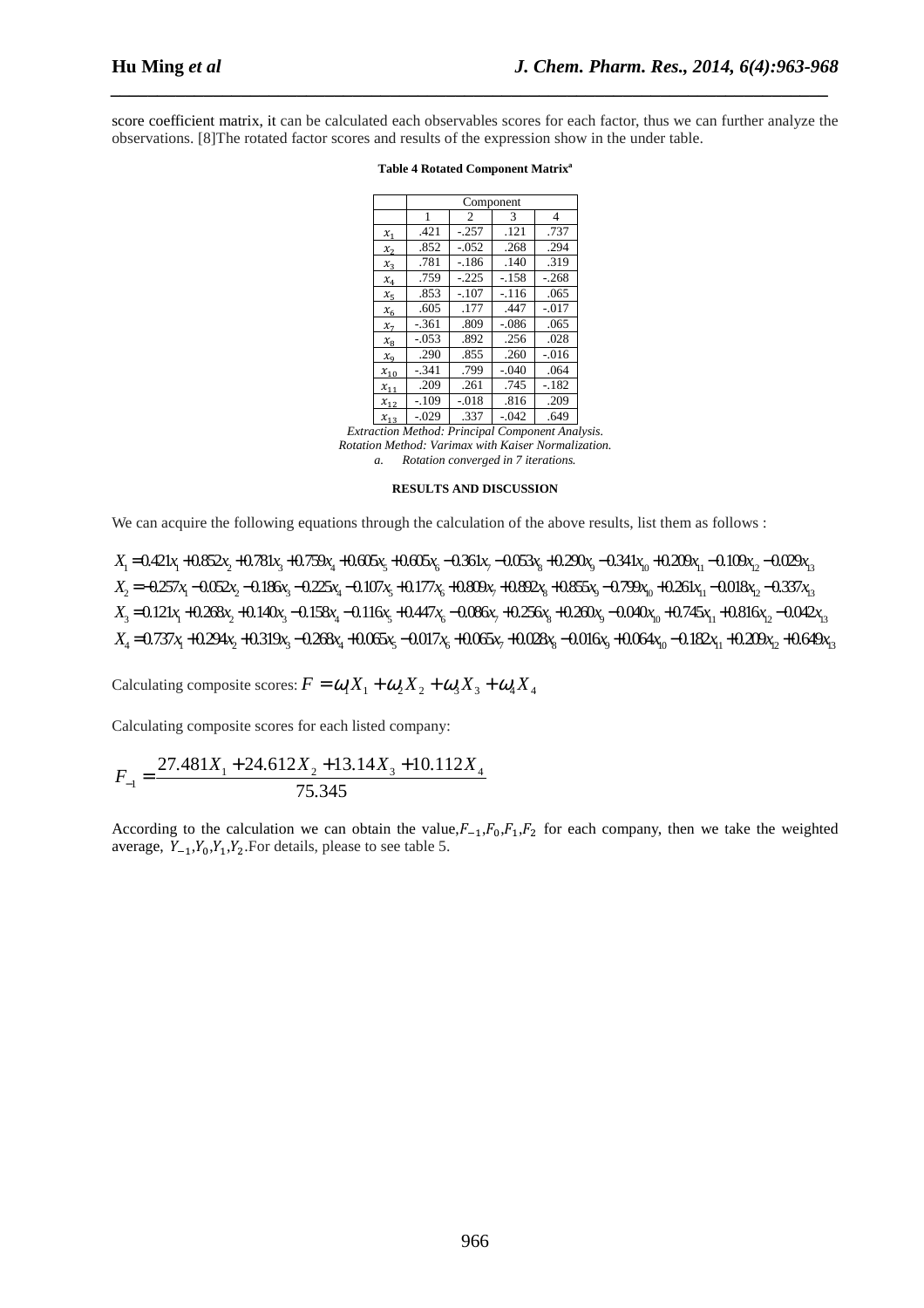score coefficient matrix, it can be calculated each observables scores for each factor, thus we can further analyze the observations. [8]The rotated factor scores and results of the expression show in the under table.

**Table 4 Rotated Component Matrix[a]**

| | Component | | | |
|---|---|---|---|---|
| | 1 | 2 | 3 | 4 |
| $x_1$ | .421 | -.257 | .121 | .737 |
| $x_2$ | .852 | -.052 | .268 | .294 |
| $x_3$ | .781 | -.186 | .140 | .319 |
| $x_4$ | .759 | -.225 | -.158 | -.268 |
| $x_5$ | .853 | -.107 | -.116 | .065 |
| $x_6$ | .605 | .177 | .447 | -.017 |
| $x_7$ | -.361 | .809 | -.086 | .065 |
| $x_8$ | -.053 | .892 | .256 | .028 |
| $x_9$ | .290 | .855 | .260 | -.016 |
| $x_{10}$ | -.341 | .799 | -.040 | .064 |
| $x_{11}$ | .209 | .261 | .745 | -.182 |
| $x_{12}$ | -.109 | -.018 | .816 | .209 |
| $x_{13}$ | -.029 | .337 | -.042 | .649 |

*Extraction Method: Principal Component Analysis.*
*Rotation Method: Varimax with Kaiser Normalization.*
*a. Rotation converged in 7 iterations.*

## RESULTS AND DISCUSSION

We can acquire the following equations through the calculation of the above results, list them as follows :

$$X_1 = 0.421x_1 + 0.852x_2 + 0.781x_3 + 0.759x_4 + 0.605x_5 + 0.605x_6 - 0.361x_7 - 0.053x_8 + 0.290x_9 - 0.341x_{10} + 0.209x_{11} - 0.109x_{12} - 0.029x_{13}$$

$$X_2 = -0.257x_1 - 0.052x_2 - 0.186x_3 - 0.225x_4 - 0.107x_5 + 0.177x_6 + 0.809x_7 + 0.892x_8 + 0.855x_9 - 0.799x_{10} + 0.261x_{11} - 0.018x_{12} - 0.337x_{13}$$

$$X_3 = 0.121x_1 + 0.268x_2 + 0.140x_3 - 0.158x_4 - 0.116x_5 + 0.447x_6 - 0.086x_7 + 0.256x_8 + 0.260x_9 - 0.040x_{10} + 0.745x_{11} + 0.816x_{12} - 0.042x_{13}$$

$$X_4 = 0.737x_1 + 0.294x_2 + 0.319x_3 - 0.268x_4 + 0.065x_5 - 0.017x_6 + 0.065x_7 + 0.028x_8 - 0.016x_9 + 0.064x_{10} - 0.182x_{11} + 0.209x_{12} + 0.649x_{13}$$

Calculating composite scores: $F = \omega_1 X_1 + \omega_2 X_2 + \omega_3 X_3 + \omega_4 X_4$

Calculating composite scores for each listed company:

$$F_{-1} = \frac{27.481X_1 + 24.612X_2 + 13.14X_3 + 10.112X_4}{75.345}$$

According to the calculation we can obtain the value,$F_{-1}$,$F_0$,$F_1$,$F_2$ for each company, then we take the weighted average, $Y_{-1}$,$Y_0$,$Y_1$,$Y_2$.For details, please to see table 5.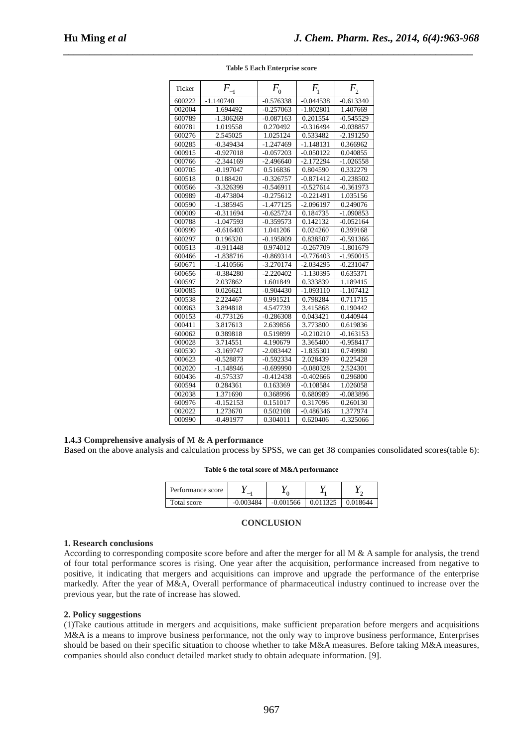**Table 5 Each Enterprise score**

| Ticker | $F_{-1}$ | $F_0$ | $F_1$ | $F_2$ |
|---|---|---|---|---|
| 600222 | -1.140740 | -0.576338 | -0.044538 | -0.613340 |
| 002004 | 1.694492 | -0.257063 | -1.802801 | 1.407669 |
| 600789 | -1.306269 | -0.087163 | 0.201554 | -0.545529 |
| 600781 | 1.019558 | 0.270492 | -0.316494 | -0.038857 |
| 600276 | 2.545025 | 1.025124 | 0.533482 | -2.191250 |
| 600285 | -0.349434 | -1.247469 | -1.148131 | 0.366962 |
| 000915 | -0.927018 | -0.057203 | -0.050122 | 0.040855 |
| 000766 | -2.344169 | -2.496640 | -2.172294 | -1.026558 |
| 000705 | -0.197047 | 0.516836 | 0.804590 | 0.332279 |
| 600518 | 0.188420 | -0.326757 | -0.871412 | -0.238502 |
| 000566 | -3.326399 | -0.546911 | -0.527614 | -0.361973 |
| 000989 | -0.473804 | -0.275612 | -0.221491 | 1.035156 |
| 000590 | -1.385945 | -1.477125 | -2.096197 | 0.249076 |
| 000009 | -0.311694 | -0.625724 | 0.184735 | -1.090853 |
| 000788 | -1.047593 | -0.359573 | 0.142132 | -0.052164 |
| 000999 | -0.616403 | 1.041206 | 0.024260 | 0.399168 |
| 600297 | 0.196320 | -0.195809 | 0.838507 | -0.591366 |
| 000513 | -0.911448 | 0.974012 | -0.267709 | -1.801679 |
| 600466 | -1.838716 | -0.869314 | -0.776403 | -1.950015 |
| 600671 | -1.410566 | -3.270174 | -2.034295 | -0.231047 |
| 600656 | -0.384280 | -2.220402 | -1.130395 | 0.635371 |
| 000597 | 2.037862 | 1.601849 | 0.333839 | 1.189415 |
| 600085 | 0.026621 | -0.904430 | -1.093110 | -1.107412 |
| 000538 | 2.224467 | 0.991521 | 0.798284 | 0.711715 |
| 000963 | 3.894818 | 4.547739 | 3.415868 | 0.190442 |
| 000153 | -0.773126 | -0.286308 | 0.043421 | 0.440944 |
| 000411 | 3.817613 | 2.639856 | 3.773800 | 0.619836 |
| 600062 | 0.389818 | 0.519899 | -0.210210 | -0.163153 |
| 000028 | 3.714551 | 4.190679 | 3.365400 | -0.958417 |
| 600530 | -3.169747 | -2.083442 | -1.835301 | 0.749980 |
| 000623 | -0.528873 | -0.592334 | 2.028439 | 0.225428 |
| 002020 | -1.148946 | -0.699990 | -0.080328 | 2.524301 |
| 600436 | -0.575337 | -0.412438 | -0.402666 | 0.296800 |
| 600594 | 0.284361 | 0.163369 | -0.108584 | 1.026058 |
| 002038 | 1.371690 | 0.368996 | 0.680989 | -0.083896 |
| 600976 | -0.152153 | 0.151017 | 0.317096 | 0.260130 |
| 002022 | 1.273670 | 0.502108 | -0.486346 | 1.377974 |
| 000990 | -0.491977 | 0.304011 | 0.620406 | -0.325066 |

**1.4.3 Comprehensive analysis of M & A performance**

Based on the above analysis and calculation process by SPSS, we can get 38 companies consolidated scores(table 6):

**Table 6 the total score of M&A performance**

| Performance score | $Y_{-1}$ | $Y_0$ | $Y_1$ | $Y_2$ |
|---|---|---|---|---|
| Total score | -0.003484 | -0.001566 | 0.011325 | 0.018644 |

## CONCLUSION

**1. Research conclusions**

According to corresponding composite score before and after the merger for all M & A sample for analysis, the trend of four total performance scores is rising. One year after the acquisition, performance increased from negative to positive, it indicating that mergers and acquisitions can improve and upgrade the performance of the enterprise markedly. After the year of M&A, Overall performance of pharmaceutical industry continued to increase over the previous year, but the rate of increase has slowed.

**2. Policy suggestions**

(1)Take cautious attitude in mergers and acquisitions, make sufficient preparation before mergers and acquisitions M&A is a means to improve business performance, not the only way to improve business performance, Enterprises should be based on their specific situation to choose whether to take M&A measures. Before taking M&A measures, companies should also conduct detailed market study to obtain adequate information. [9].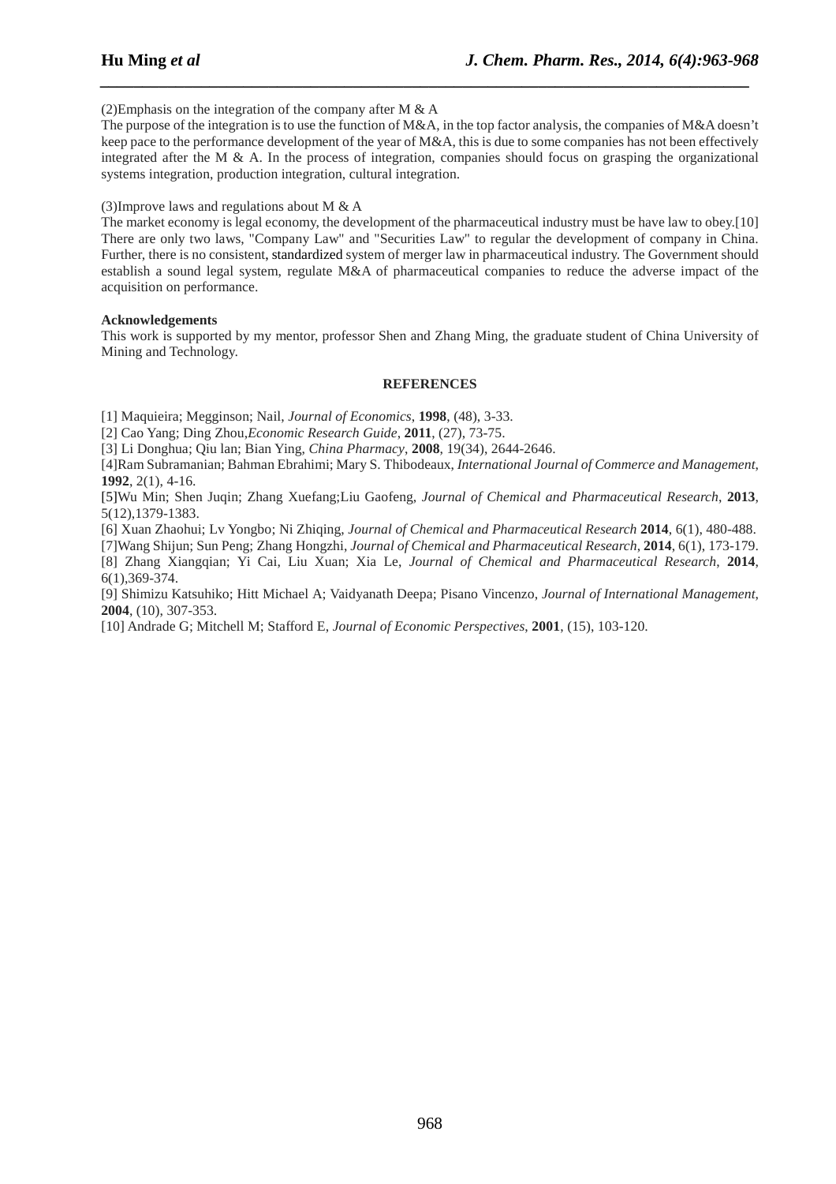(2)Emphasis on the integration of the company after M & A

The purpose of the integration is to use the function of M&A, in the top factor analysis, the companies of M&A doesn't keep pace to the performance development of the year of M&A, this is due to some companies has not been effectively integrated after the M & A. In the process of integration, companies should focus on grasping the organizational systems integration, production integration, cultural integration.

(3)Improve laws and regulations about M & A

The market economy is legal economy, the development of the pharmaceutical industry must be have law to obey.[10] There are only two laws, "Company Law" and "Securities Law" to regular the development of company in China. Further, there is no consistent, standardized system of merger law in pharmaceutical industry. The Government should establish a sound legal system, regulate M&A of pharmaceutical companies to reduce the adverse impact of the acquisition on performance.

**Acknowledgements**

This work is supported by my mentor, professor Shen and Zhang Ming, the graduate student of China University of Mining and Technology.

**REFERENCES**

[1] Maquieira; Megginson; Nail, *Journal of Economics*, **1998**, (48), 3-33.

[2] Cao Yang; Ding Zhou,*Economic Research Guide*, **2011**, (27), 73-75.

[3] Li Donghua; Qiu lan; Bian Ying, *China Pharmacy*, **2008**, 19(34), 2644-2646.

[4]Ram Subramanian; Bahman Ebrahimi; Mary S. Thibodeaux, *International Journal of Commerce and Management*, **1992**, 2(1), 4-16.

[5]Wu Min; Shen Juqin; Zhang Xuefang;Liu Gaofeng, *Journal of Chemical and Pharmaceutical Research*, **2013**, 5(12),1379-1383.

[6] Xuan Zhaohui; Lv Yongbo; Ni Zhiqing, *Journal of Chemical and Pharmaceutical Research* **2014**, 6(1), 480-488.

[7]Wang Shijun; Sun Peng; Zhang Hongzhi, *Journal of Chemical and Pharmaceutical Research*, **2014**, 6(1), 173-179.

[8] Zhang Xiangqian; Yi Cai, Liu Xuan; Xia Le, *Journal of Chemical and Pharmaceutical Research*, **2014**, 6(1),369-374.

[9] Shimizu Katsuhiko; Hitt Michael A; Vaidyanath Deepa; Pisano Vincenzo, *Journal of International Management*, **2004**, (10), 307-353.

[10] Andrade G; Mitchell M; Stafford E, *Journal of Economic Perspectives*, **2001**, (15), 103-120.